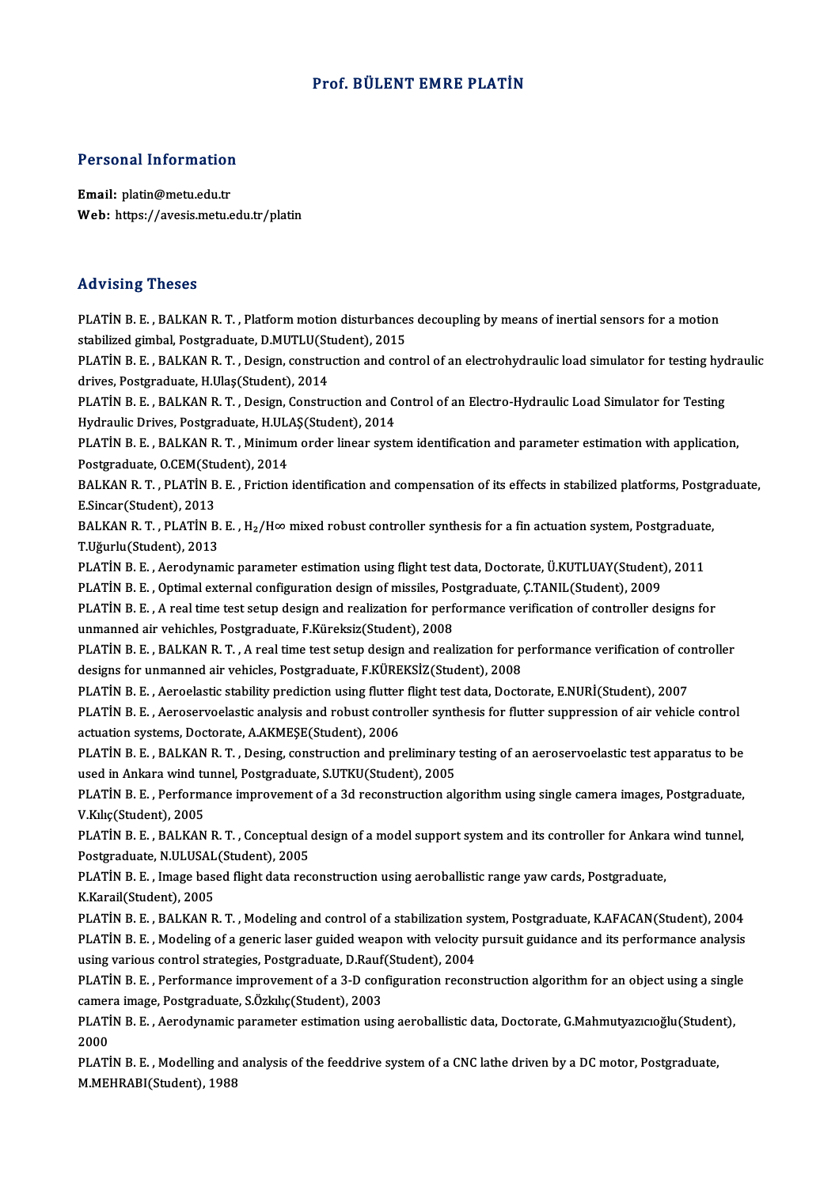# Prof. BÜLENT EMRE PLATİN

## Personal Information

**Email:** platin@metu.edu.tr
**Web:** https://avesis.metu.edu.tr/platin

## Advising Theses

PLATİN B. E. , BALKAN R. T. , Platform motion disturbances decoupling by means of inertial sensors for a motion stabilized gimbal, Postgraduate, D.MUTLU(Student), 2015

PLATİN B. E. , BALKAN R. T. , Design, construction and control of an electrohydraulic load simulator for testing hydraulic drives, Postgraduate, H.Ulaş(Student), 2014

PLATİN B. E. , BALKAN R. T. , Design, Construction and Control of an Electro-Hydraulic Load Simulator for Testing Hydraulic Drives, Postgraduate, H.ULAŞ(Student), 2014

PLATİN B. E. , BALKAN R. T. , Minimum order linear system identification and parameter estimation with application, Postgraduate, O.CEM(Student), 2014

BALKAN R. T. , PLATİN B. E. , Friction identification and compensation of its effects in stabilized platforms, Postgraduate, E.Sincar(Student), 2013

BALKAN R. T. , PLATİN B. E. , $H_2/H\infty$ mixed robust controller synthesis for a fin actuation system, Postgraduate, T.Uğurlu(Student), 2013

PLATİN B. E. , Aerodynamic parameter estimation using flight test data, Doctorate, Ü.KUTLUAY(Student), 2011

PLATİN B. E. , Optimal external configuration design of missiles, Postgraduate, Ç.TANIL(Student), 2009

PLATİN B. E. , A real time test setup design and realization for performance verification of controller designs for unmanned air vehichles, Postgraduate, F.Küreksiz(Student), 2008

PLATİN B. E. , BALKAN R. T. , A real time test setup design and realization for performance verification of controller designs for unmanned air vehicles, Postgraduate, F.KÜREKSİZ(Student), 2008

PLATİN B. E. , Aeroelastic stability prediction using flutter flight test data, Doctorate, E.NURİ(Student), 2007

PLATİN B. E. , Aeroservoelastic analysis and robust controller synthesis for flutter suppression of air vehicle control actuation systems, Doctorate, A.AKMEŞE(Student), 2006

PLATİN B. E. , BALKAN R. T. , Desing, construction and preliminary testing of an aeroservoelastic test apparatus to be used in Ankara wind tunnel, Postgraduate, S.UTKU(Student), 2005

PLATİN B. E. , Performance improvement of a 3d reconstruction algorithm using single camera images, Postgraduate, V.Kılıç(Student), 2005

PLATİN B. E. , BALKAN R. T. , Conceptual design of a model support system and its controller for Ankara wind tunnel, Postgraduate, N.ULUSAL(Student), 2005

PLATİN B. E. , Image based flight data reconstruction using aeroballistic range yaw cards, Postgraduate, K.Karail(Student), 2005

PLATİN B. E. , BALKAN R. T. , Modeling and control of a stabilization system, Postgraduate, K.AFACAN(Student), 2004

PLATİN B. E. , Modeling of a generic laser guided weapon with velocity pursuit guidance and its performance analysis using various control strategies, Postgraduate, D.Rauf(Student), 2004

PLATİN B. E. , Performance improvement of a 3-D configuration reconstruction algorithm for an object using a single camera image, Postgraduate, S.Özkılıç(Student), 2003

PLATİN B. E. , Aerodynamic parameter estimation using aeroballistic data, Doctorate, G.Mahmutyazıcıoğlu(Student), 2000

PLATİN B. E. , Modelling and analysis of the feeddrive system of a CNC lathe driven by a DC motor, Postgraduate, M.MEHRABI(Student), 1988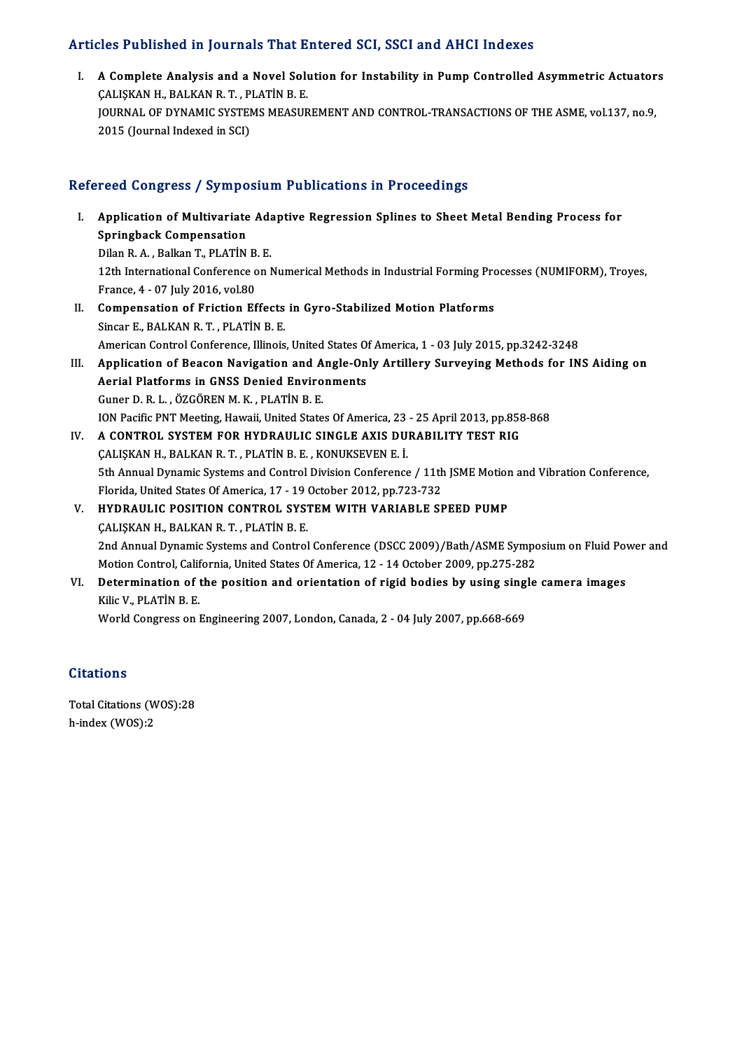## Articles Published in Journals That Entered SCI, SSCI and AHCI Indexes

I. **A Complete Analysis and a Novel Solution for Instability in Pump Controlled Asymmetric Actuators**
   ÇALIŞKAN H., BALKAN R. T. , PLATİN B. E.
   JOURNAL OF DYNAMIC SYSTEMS MEASUREMENT AND CONTROL-TRANSACTIONS OF THE ASME, vol.137, no.9, 2015 (Journal Indexed in SCI)

## Refereed Congress / Symposium Publications in Proceedings

I. **Application of Multivariate Adaptive Regression Splines to Sheet Metal Bending Process for Springback Compensation**
   Dilan R. A. , Balkan T., PLATİN B. E.
   12th International Conference on Numerical Methods in Industrial Forming Processes (NUMIFORM), Troyes, France, 4 - 07 July 2016, vol.80

II. **Compensation of Friction Effects in Gyro-Stabilized Motion Platforms**
   Sincar E., BALKAN R. T. , PLATİN B. E.
   American Control Conference, Illinois, United States Of America, 1 - 03 July 2015, pp.3242-3248

III. **Application of Beacon Navigation and Angle-Only Artillery Surveying Methods for INS Aiding on Aerial Platforms in GNSS Denied Environments**
   Guner D. R. L. , ÖZGÖREN M. K. , PLATİN B. E.
   ION Pacific PNT Meeting, Hawaii, United States Of America, 23 - 25 April 2013, pp.858-868

IV. **A CONTROL SYSTEM FOR HYDRAULIC SINGLE AXIS DURABILITY TEST RIG**
   ÇALIŞKAN H., BALKAN R. T. , PLATİN B. E. , KONUKSEVEN E. İ.
   5th Annual Dynamic Systems and Control Division Conference / 11th JSME Motion and Vibration Conference, Florida, United States Of America, 17 - 19 October 2012, pp.723-732

V. **HYDRAULIC POSITION CONTROL SYSTEM WITH VARIABLE SPEED PUMP**
   ÇALIŞKAN H., BALKAN R. T. , PLATİN B. E.
   2nd Annual Dynamic Systems and Control Conference (DSCC 2009)/Bath/ASME Symposium on Fluid Power and Motion Control, California, United States Of America, 12 - 14 October 2009, pp.275-282

VI. **Determination of the position and orientation of rigid bodies by using single camera images**
   Kilic V., PLATİN B. E.
   World Congress on Engineering 2007, London, Canada, 2 - 04 July 2007, pp.668-669

## Citations

Total Citations (WOS):28
h-index (WOS):2